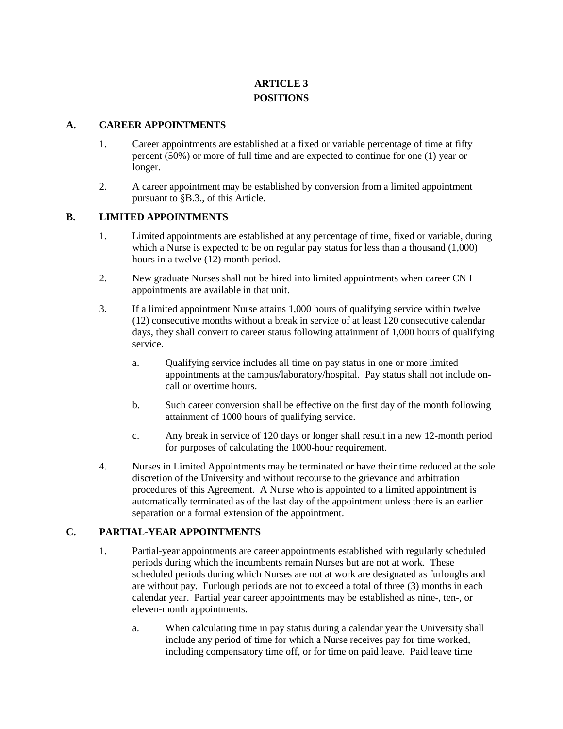# ARTICLE 3
# POSITIONS

## A. CAREER APPOINTMENTS

1. Career appointments are established at a fixed or variable percentage of time at fifty percent (50%) or more of full time and are expected to continue for one (1) year or longer.

2. A career appointment may be established by conversion from a limited appointment pursuant to §B.3., of this Article.

## B. LIMITED APPOINTMENTS

1. Limited appointments are established at any percentage of time, fixed or variable, during which a Nurse is expected to be on regular pay status for less than a thousand (1,000) hours in a twelve (12) month period.

2. New graduate Nurses shall not be hired into limited appointments when career CN I appointments are available in that unit.

3. If a limited appointment Nurse attains 1,000 hours of qualifying service within twelve (12) consecutive months without a break in service of at least 120 consecutive calendar days, they shall convert to career status following attainment of 1,000 hours of qualifying service.

   a. Qualifying service includes all time on pay status in one or more limited appointments at the campus/laboratory/hospital. Pay status shall not include on-call or overtime hours.

   b. Such career conversion shall be effective on the first day of the month following attainment of 1000 hours of qualifying service.

   c. Any break in service of 120 days or longer shall result in a new 12-month period for purposes of calculating the 1000-hour requirement.

4. Nurses in Limited Appointments may be terminated or have their time reduced at the sole discretion of the University and without recourse to the grievance and arbitration procedures of this Agreement. A Nurse who is appointed to a limited appointment is automatically terminated as of the last day of the appointment unless there is an earlier separation or a formal extension of the appointment.

## C. PARTIAL-YEAR APPOINTMENTS

1. Partial-year appointments are career appointments established with regularly scheduled periods during which the incumbents remain Nurses but are not at work. These scheduled periods during which Nurses are not at work are designated as furloughs and are without pay. Furlough periods are not to exceed a total of three (3) months in each calendar year. Partial year career appointments may be established as nine-, ten-, or eleven-month appointments.

   a. When calculating time in pay status during a calendar year the University shall include any period of time for which a Nurse receives pay for time worked, including compensatory time off, or for time on paid leave. Paid leave time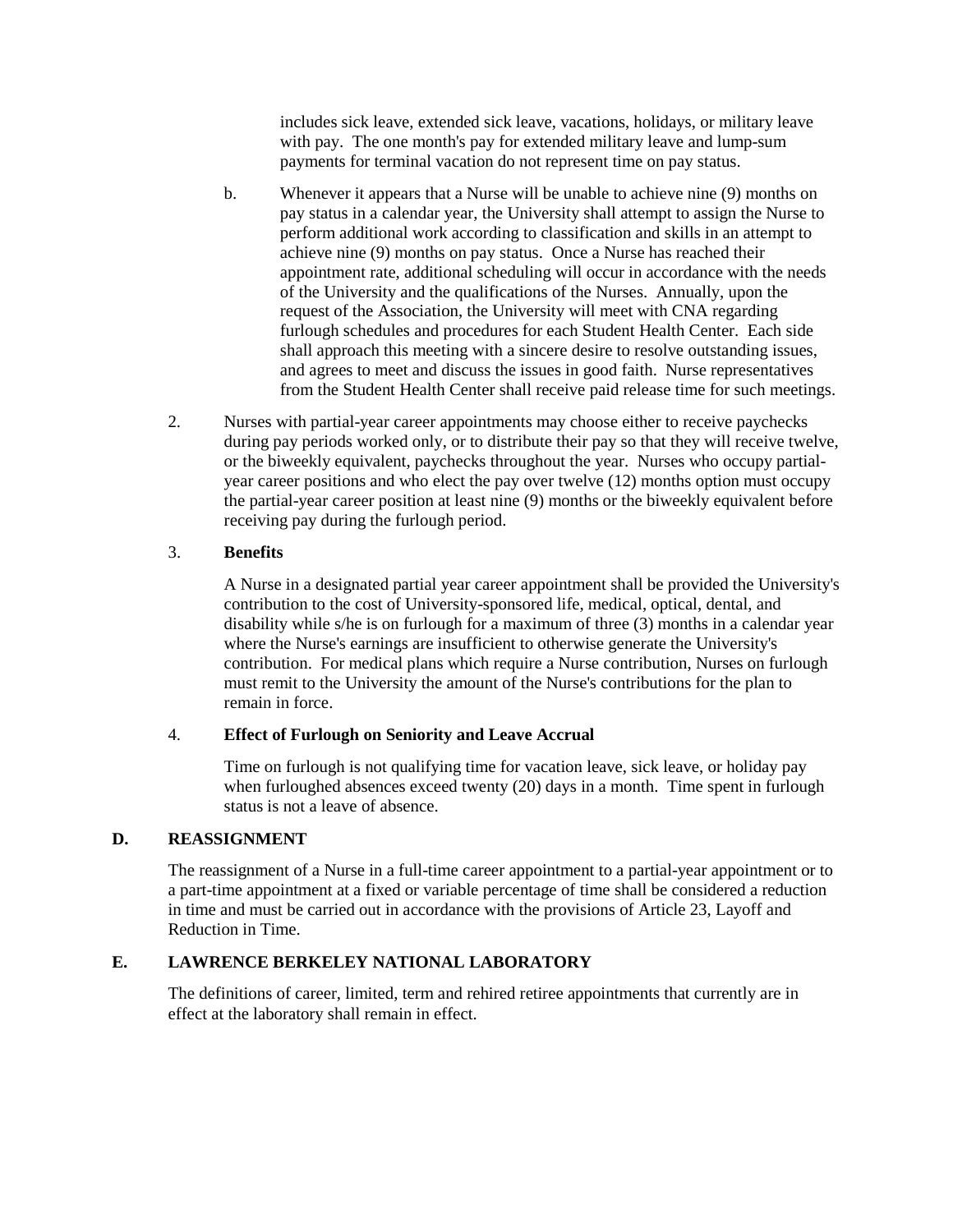includes sick leave, extended sick leave, vacations, holidays, or military leave with pay. The one month's pay for extended military leave and lump-sum payments for terminal vacation do not represent time on pay status.

b. Whenever it appears that a Nurse will be unable to achieve nine (9) months on pay status in a calendar year, the University shall attempt to assign the Nurse to perform additional work according to classification and skills in an attempt to achieve nine (9) months on pay status. Once a Nurse has reached their appointment rate, additional scheduling will occur in accordance with the needs of the University and the qualifications of the Nurses. Annually, upon the request of the Association, the University will meet with CNA regarding furlough schedules and procedures for each Student Health Center. Each side shall approach this meeting with a sincere desire to resolve outstanding issues, and agrees to meet and discuss the issues in good faith. Nurse representatives from the Student Health Center shall receive paid release time for such meetings.

2. Nurses with partial-year career appointments may choose either to receive paychecks during pay periods worked only, or to distribute their pay so that they will receive twelve, or the biweekly equivalent, paychecks throughout the year. Nurses who occupy partial-year career positions and who elect the pay over twelve (12) months option must occupy the partial-year career position at least nine (9) months or the biweekly equivalent before receiving pay during the furlough period.

3. **Benefits**

A Nurse in a designated partial year career appointment shall be provided the University's contribution to the cost of University-sponsored life, medical, optical, dental, and disability while s/he is on furlough for a maximum of three (3) months in a calendar year where the Nurse's earnings are insufficient to otherwise generate the University's contribution. For medical plans which require a Nurse contribution, Nurses on furlough must remit to the University the amount of the Nurse's contributions for the plan to remain in force.

4. **Effect of Furlough on Seniority and Leave Accrual**

Time on furlough is not qualifying time for vacation leave, sick leave, or holiday pay when furloughed absences exceed twenty (20) days in a month. Time spent in furlough status is not a leave of absence.

## D. REASSIGNMENT

The reassignment of a Nurse in a full-time career appointment to a partial-year appointment or to a part-time appointment at a fixed or variable percentage of time shall be considered a reduction in time and must be carried out in accordance with the provisions of Article 23, Layoff and Reduction in Time.

## E. LAWRENCE BERKELEY NATIONAL LABORATORY

The definitions of career, limited, term and rehired retiree appointments that currently are in effect at the laboratory shall remain in effect.